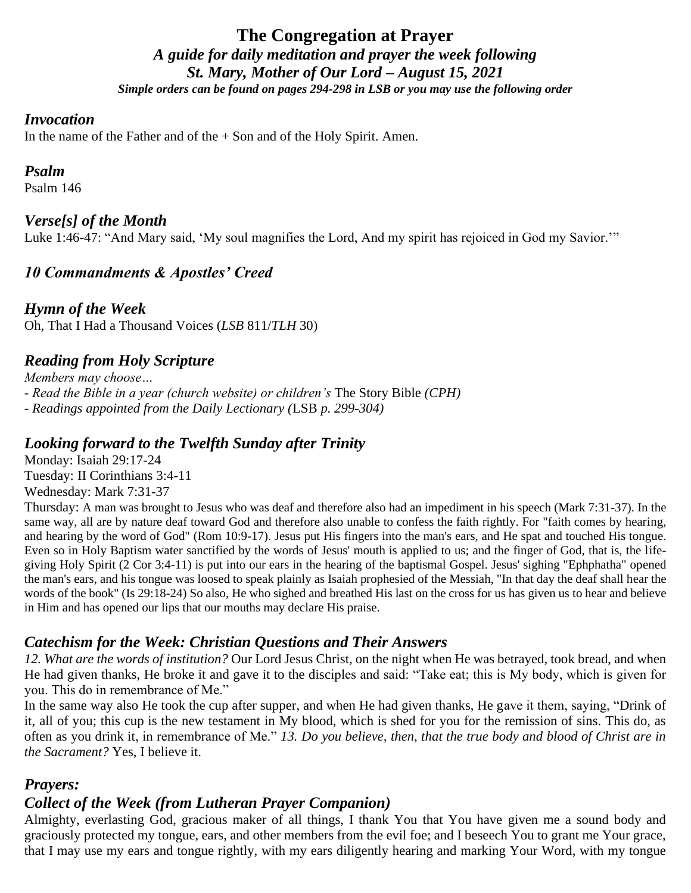# The Congregation at Prayer

***A guide for daily meditation and prayer the week following***
***St. Mary, Mother of Our Lord – August 15, 2021***
***Simple orders can be found on pages 294-298 in LSB or you may use the following order***

## *Invocation*

In the name of the Father and of the + Son and of the Holy Spirit. Amen.

## *Psalm*

Psalm 146

## *Verse[s] of the Month*

Luke 1:46-47: "And Mary said, 'My soul magnifies the Lord, And my spirit has rejoiced in God my Savior.'"

## *10 Commandments & Apostles' Creed*

## *Hymn of the Week*

Oh, That I Had a Thousand Voices (*LSB* 811/*TLH* 30)

## *Reading from Holy Scripture*

*Members may choose…*

- *Read the Bible in a year (church website) or children's* The Story Bible *(CPH)*
- *Readings appointed from the Daily Lectionary (*LSB *p. 299-304)*

## *Looking forward to the Twelfth Sunday after Trinity*

Monday: Isaiah 29:17-24
Tuesday: II Corinthians 3:4-11
Wednesday: Mark 7:31-37
Thursday: A man was brought to Jesus who was deaf and therefore also had an impediment in his speech (Mark 7:31-37). In the same way, all are by nature deaf toward God and therefore also unable to confess the faith rightly. For "faith comes by hearing, and hearing by the word of God" (Rom 10:9-17). Jesus put His fingers into the man's ears, and He spat and touched His tongue. Even so in Holy Baptism water sanctified by the words of Jesus' mouth is applied to us; and the finger of God, that is, the life-giving Holy Spirit (2 Cor 3:4-11) is put into our ears in the hearing of the baptismal Gospel. Jesus' sighing "Ephphatha" opened the man's ears, and his tongue was loosed to speak plainly as Isaiah prophesied of the Messiah, "In that day the deaf shall hear the words of the book" (Is 29:18-24) So also, He who sighed and breathed His last on the cross for us has given us to hear and believe in Him and has opened our lips that our mouths may declare His praise.

## *Catechism for the Week: Christian Questions and Their Answers*

*12. What are the words of institution?* Our Lord Jesus Christ, on the night when He was betrayed, took bread, and when He had given thanks, He broke it and gave it to the disciples and said: "Take eat; this is My body, which is given for you. This do in remembrance of Me."
In the same way also He took the cup after supper, and when He had given thanks, He gave it them, saying, "Drink of it, all of you; this cup is the new testament in My blood, which is shed for you for the remission of sins. This do, as often as you drink it, in remembrance of Me." *13. Do you believe, then, that the true body and blood of Christ are in the Sacrament?* Yes, I believe it.

## *Prayers:*

## *Collect of the Week (from Lutheran Prayer Companion)*

Almighty, everlasting God, gracious maker of all things, I thank You that You have given me a sound body and graciously protected my tongue, ears, and other members from the evil foe; and I beseech You to grant me Your grace, that I may use my ears and tongue rightly, with my ears diligently hearing and marking Your Word, with my tongue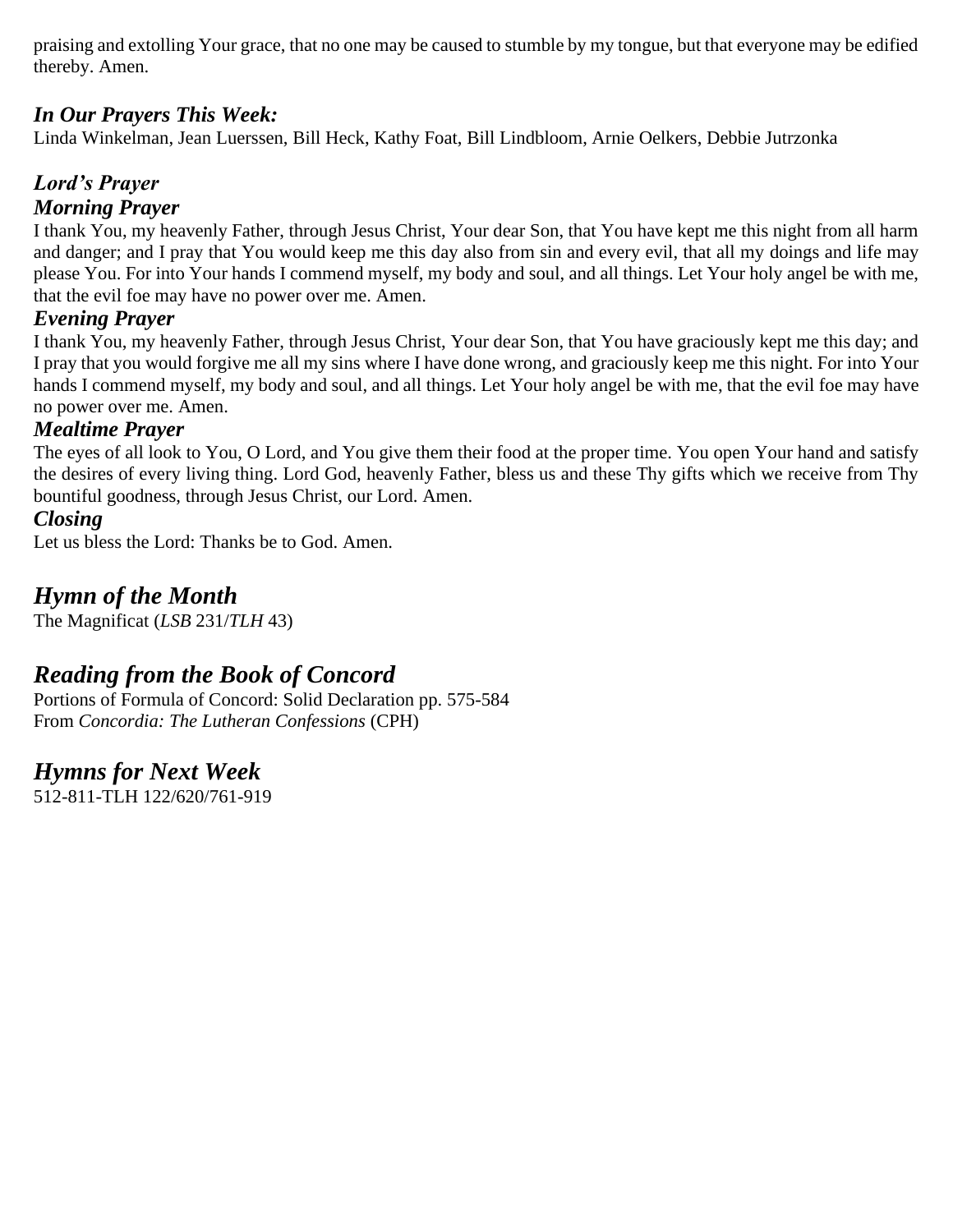praising and extolling Your grace, that no one may be caused to stumble by my tongue, but that everyone may be edified thereby. Amen.

### *In Our Prayers This Week:*

Linda Winkelman, Jean Luerssen, Bill Heck, Kathy Foat, Bill Lindbloom, Arnie Oelkers, Debbie Jutrzonka

### *Lord's Prayer*

### *Morning Prayer*

I thank You, my heavenly Father, through Jesus Christ, Your dear Son, that You have kept me this night from all harm and danger; and I pray that You would keep me this day also from sin and every evil, that all my doings and life may please You. For into Your hands I commend myself, my body and soul, and all things. Let Your holy angel be with me, that the evil foe may have no power over me. Amen.

### *Evening Prayer*

I thank You, my heavenly Father, through Jesus Christ, Your dear Son, that You have graciously kept me this day; and I pray that you would forgive me all my sins where I have done wrong, and graciously keep me this night. For into Your hands I commend myself, my body and soul, and all things. Let Your holy angel be with me, that the evil foe may have no power over me. Amen.

### *Mealtime Prayer*

The eyes of all look to You, O Lord, and You give them their food at the proper time. You open Your hand and satisfy the desires of every living thing. Lord God, heavenly Father, bless us and these Thy gifts which we receive from Thy bountiful goodness, through Jesus Christ, our Lord. Amen.

### *Closing*

Let us bless the Lord: Thanks be to God. Amen.

## *Hymn of the Month*

The Magnificat (*LSB* 231/*TLH* 43)

## *Reading from the Book of Concord*

Portions of Formula of Concord: Solid Declaration pp. 575-584
From *Concordia: The Lutheran Confessions* (CPH)

## *Hymns for Next Week*

512-811-TLH 122/620/761-919